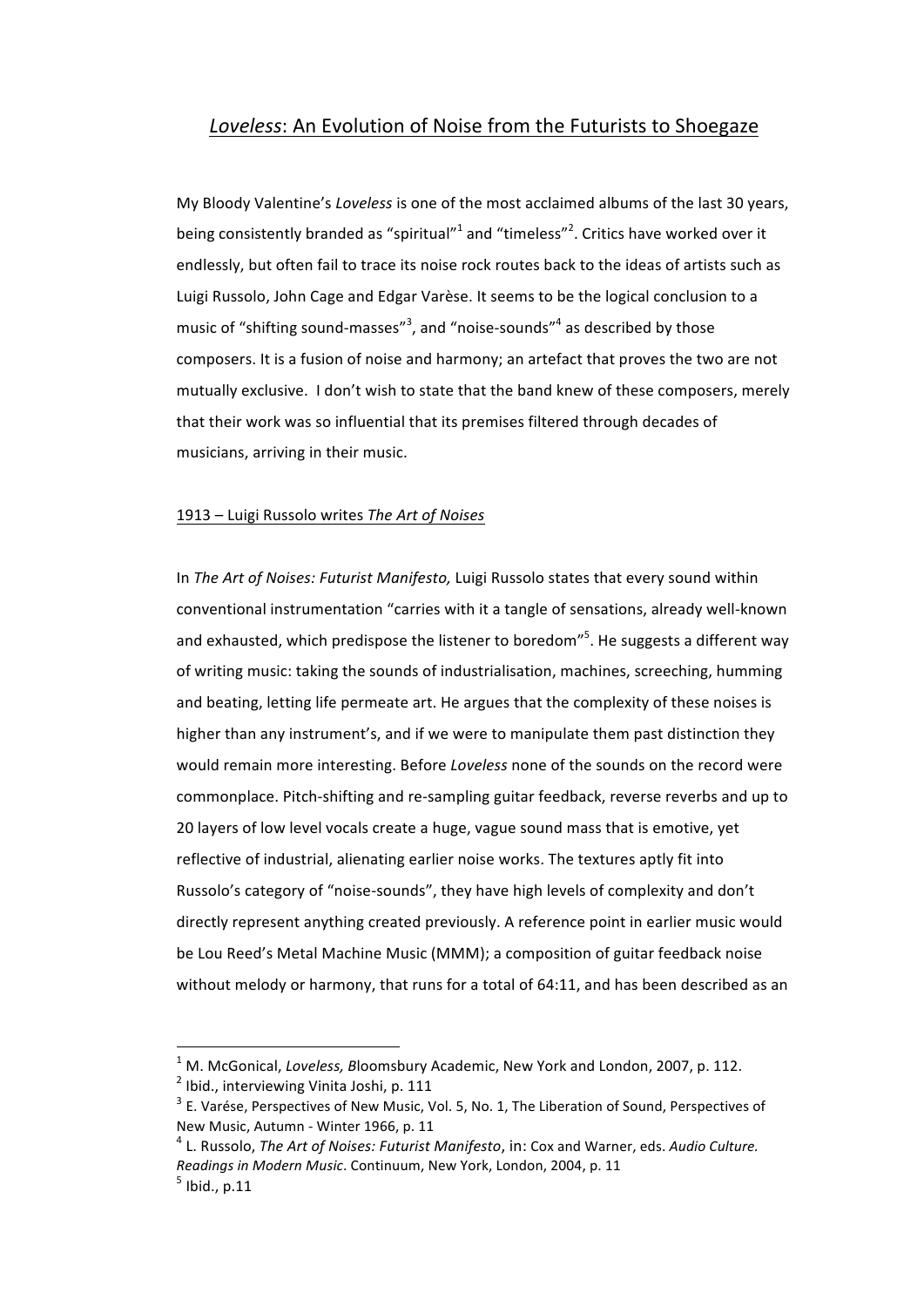# *Loveless*: An Evolution of Noise from the Futurists to Shoegaze

My Bloody Valentine's *Loveless* is one of the most acclaimed albums of the last 30 years, being consistently branded as "spiritual"[1] and "timeless"[2]. Critics have worked over it endlessly, but often fail to trace its noise rock routes back to the ideas of artists such as Luigi Russolo, John Cage and Edgar Varèse. It seems to be the logical conclusion to a music of "shifting sound-masses"[3], and "noise-sounds"[4] as described by those composers. It is a fusion of noise and harmony; an artefact that proves the two are not mutually exclusive. I don't wish to state that the band knew of these composers, merely that their work was so influential that its premises filtered through decades of musicians, arriving in their music.

## 1913 – Luigi Russolo writes *The Art of Noises*

In *The Art of Noises: Futurist Manifesto,* Luigi Russolo states that every sound within conventional instrumentation "carries with it a tangle of sensations, already well-known and exhausted, which predispose the listener to boredom"[5]. He suggests a different way of writing music: taking the sounds of industrialisation, machines, screeching, humming and beating, letting life permeate art. He argues that the complexity of these noises is higher than any instrument's, and if we were to manipulate them past distinction they would remain more interesting. Before *Loveless* none of the sounds on the record were commonplace. Pitch-shifting and re-sampling guitar feedback, reverse reverbs and up to 20 layers of low level vocals create a huge, vague sound mass that is emotive, yet reflective of industrial, alienating earlier noise works. The textures aptly fit into Russolo's category of "noise-sounds", they have high levels of complexity and don't directly represent anything created previously. A reference point in earlier music would be Lou Reed's Metal Machine Music (MMM); a composition of guitar feedback noise without melody or harmony, that runs for a total of 64:11, and has been described as an

---

[1] M. McGonical, *Loveless, B*loomsbury Academic, New York and London, 2007, p. 112.

[2] Ibid., interviewing Vinita Joshi, p. 111

[3] E. Varése, Perspectives of New Music, Vol. 5, No. 1, The Liberation of Sound, Perspectives of New Music, Autumn - Winter 1966, p. 11

[4] L. Russolo, *The Art of Noises: Futurist Manifesto*, in: Cox and Warner, eds. *Audio Culture. Readings in Modern Music*. Continuum, New York, London, 2004, p. 11

[5] Ibid., p.11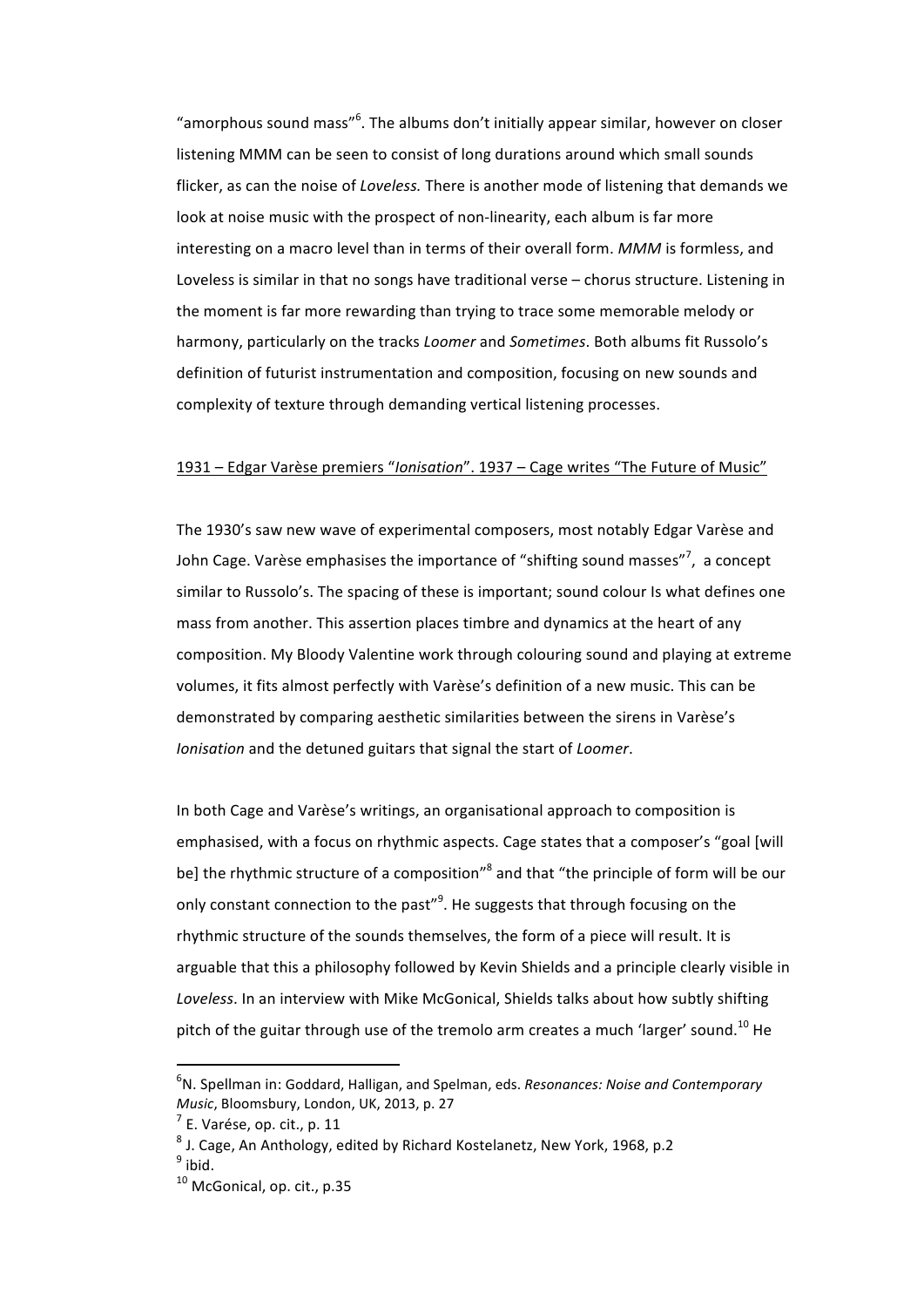"amorphous sound mass"[6]. The albums don't initially appear similar, however on closer listening MMM can be seen to consist of long durations around which small sounds flicker, as can the noise of *Loveless.* There is another mode of listening that demands we look at noise music with the prospect of non-linearity, each album is far more interesting on a macro level than in terms of their overall form. *MMM* is formless, and Loveless is similar in that no songs have traditional verse – chorus structure. Listening in the moment is far more rewarding than trying to trace some memorable melody or harmony, particularly on the tracks *Loomer* and *Sometimes*. Both albums fit Russolo's definition of futurist instrumentation and composition, focusing on new sounds and complexity of texture through demanding vertical listening processes.

<u>1931 – Edgar Varèse premiers "*Ionisation*". 1937 – Cage writes "The Future of Music"</u>

The 1930's saw new wave of experimental composers, most notably Edgar Varèse and John Cage. Varèse emphasises the importance of "shifting sound masses"[7], a concept similar to Russolo's. The spacing of these is important; sound colour Is what defines one mass from another. This assertion places timbre and dynamics at the heart of any composition. My Bloody Valentine work through colouring sound and playing at extreme volumes, it fits almost perfectly with Varèse's definition of a new music. This can be demonstrated by comparing aesthetic similarities between the sirens in Varèse's *Ionisation* and the detuned guitars that signal the start of *Loomer*.

In both Cage and Varèse's writings, an organisational approach to composition is emphasised, with a focus on rhythmic aspects. Cage states that a composer's "goal [will be] the rhythmic structure of a composition"[8] and that "the principle of form will be our only constant connection to the past"[9]. He suggests that through focusing on the rhythmic structure of the sounds themselves, the form of a piece will result. It is arguable that this a philosophy followed by Kevin Shields and a principle clearly visible in *Loveless*. In an interview with Mike McGonical, Shields talks about how subtly shifting pitch of the guitar through use of the tremolo arm creates a much 'larger' sound.[10] He

---

[6] N. Spellman in: Goddard, Halligan, and Spelman, eds. *Resonances: Noise and Contemporary Music*, Bloomsbury, London, UK, 2013, p. 27

[7] E. Varése, op. cit., p. 11

[8] J. Cage, An Anthology, edited by Richard Kostelanetz, New York, 1968, p.2

[9] ibid.

[10] McGonical, op. cit., p.35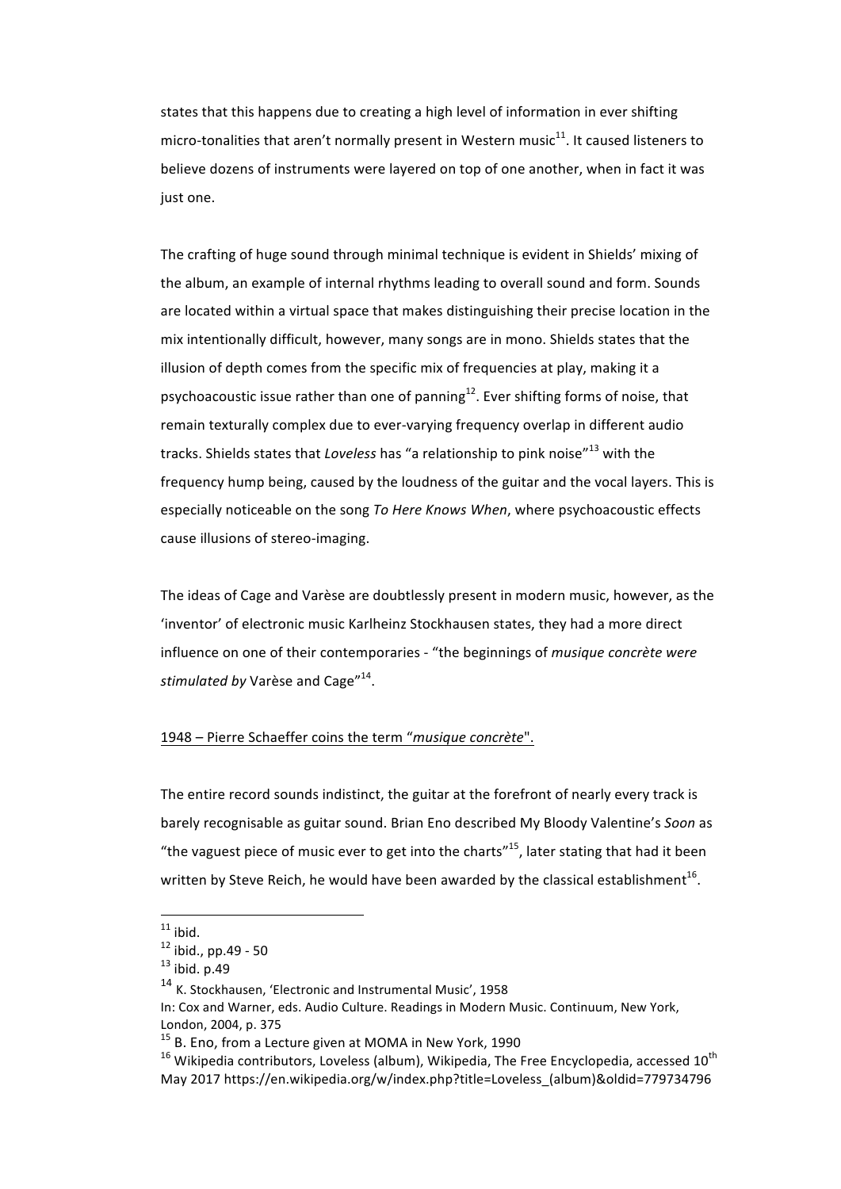states that this happens due to creating a high level of information in ever shifting micro-tonalities that aren't normally present in Western music[11]. It caused listeners to believe dozens of instruments were layered on top of one another, when in fact it was just one.

The crafting of huge sound through minimal technique is evident in Shields' mixing of the album, an example of internal rhythms leading to overall sound and form. Sounds are located within a virtual space that makes distinguishing their precise location in the mix intentionally difficult, however, many songs are in mono. Shields states that the illusion of depth comes from the specific mix of frequencies at play, making it a psychoacoustic issue rather than one of panning[12]. Ever shifting forms of noise, that remain texturally complex due to ever-varying frequency overlap in different audio tracks. Shields states that *Loveless* has "a relationship to pink noise"[13] with the frequency hump being, caused by the loudness of the guitar and the vocal layers. This is especially noticeable on the song *To Here Knows When*, where psychoacoustic effects cause illusions of stereo-imaging.

The ideas of Cage and Varèse are doubtlessly present in modern music, however, as the 'inventor' of electronic music Karlheinz Stockhausen states, they had a more direct influence on one of their contemporaries - "the beginnings of *musique concrète were stimulated by* Varèse and Cage"[14].

<u>1948 – Pierre Schaeffer coins the term "*musique concrète*".</u>

The entire record sounds indistinct, the guitar at the forefront of nearly every track is barely recognisable as guitar sound. Brian Eno described My Bloody Valentine's *Soon* as "the vaguest piece of music ever to get into the charts"[15], later stating that had it been written by Steve Reich, he would have been awarded by the classical establishment[16].

---

[11] ibid.

[12] ibid., pp.49 - 50

[13] ibid. p.49

[14] K. Stockhausen, 'Electronic and Instrumental Music', 1958
In: Cox and Warner, eds. Audio Culture. Readings in Modern Music. Continuum, New York, London, 2004, p. 375

[15] B. Eno, from a Lecture given at MOMA in New York, 1990

[16] Wikipedia contributors, Loveless (album), Wikipedia, The Free Encyclopedia, accessed 10th May 2017 https://en.wikipedia.org/w/index.php?title=Loveless_(album)&oldid=779734796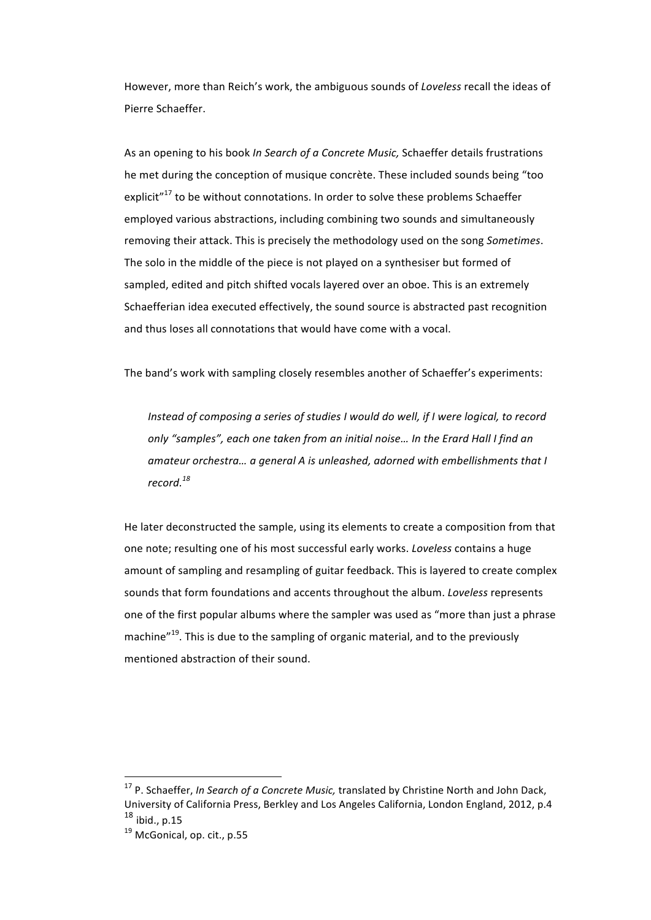However, more than Reich's work, the ambiguous sounds of *Loveless* recall the ideas of Pierre Schaeffer.

As an opening to his book *In Search of a Concrete Music,* Schaeffer details frustrations he met during the conception of musique concrète. These included sounds being "too explicit"[17] to be without connotations. In order to solve these problems Schaeffer employed various abstractions, including combining two sounds and simultaneously removing their attack. This is precisely the methodology used on the song *Sometimes*. The solo in the middle of the piece is not played on a synthesiser but formed of sampled, edited and pitch shifted vocals layered over an oboe. This is an extremely Schaefferian idea executed effectively, the sound source is abstracted past recognition and thus loses all connotations that would have come with a vocal.

The band's work with sampling closely resembles another of Schaeffer's experiments:

> *Instead of composing a series of studies I would do well, if I were logical, to record only "samples", each one taken from an initial noise… In the Erard Hall I find an amateur orchestra… a general A is unleashed, adorned with embellishments that I record.*[18]

He later deconstructed the sample, using its elements to create a composition from that one note; resulting one of his most successful early works. *Loveless* contains a huge amount of sampling and resampling of guitar feedback. This is layered to create complex sounds that form foundations and accents throughout the album. *Loveless* represents one of the first popular albums where the sampler was used as "more than just a phrase machine"[19]. This is due to the sampling of organic material, and to the previously mentioned abstraction of their sound.

---

[17] P. Schaeffer, *In Search of a Concrete Music,* translated by Christine North and John Dack, University of California Press, Berkley and Los Angeles California, London England, 2012, p.4

[18] ibid., p.15

[19] McGonical, op. cit., p.55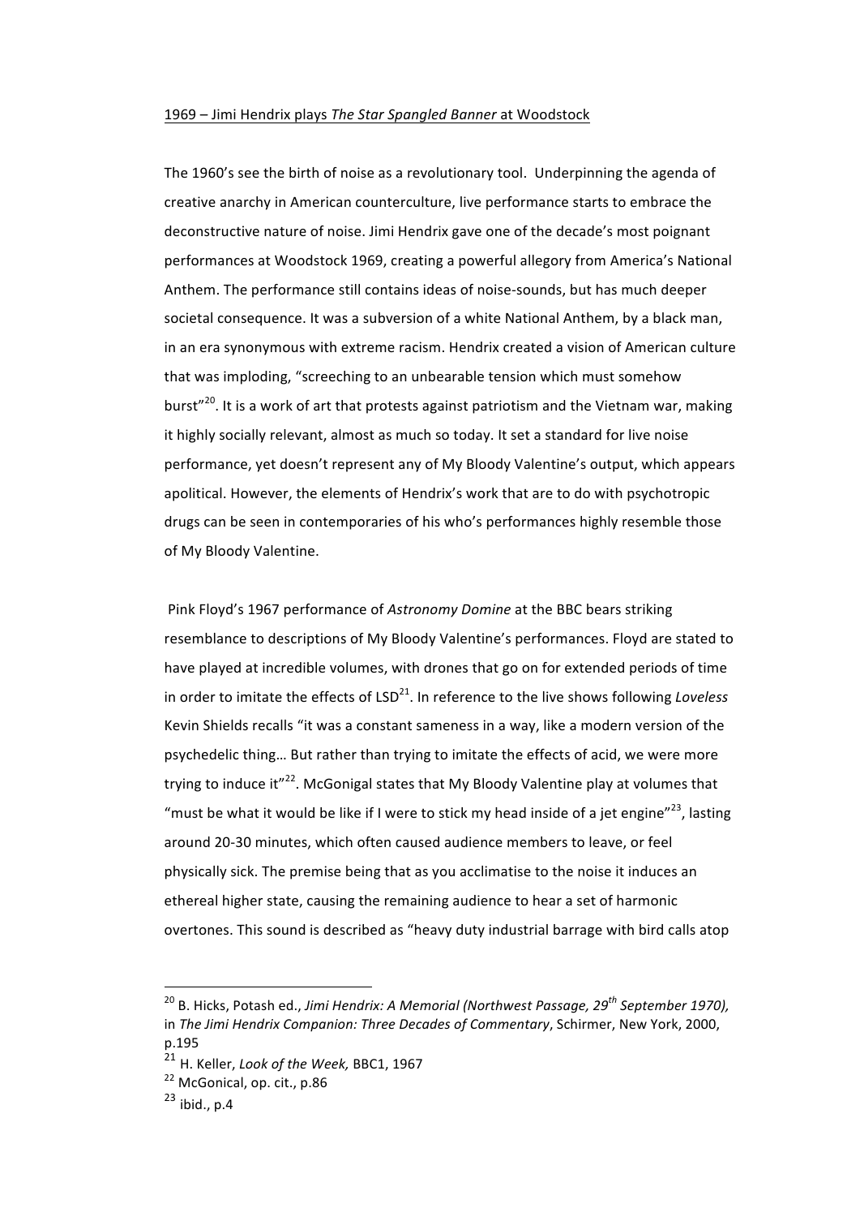1969 – Jimi Hendrix plays *The Star Spangled Banner* at Woodstock

The 1960's see the birth of noise as a revolutionary tool. Underpinning the agenda of creative anarchy in American counterculture, live performance starts to embrace the deconstructive nature of noise. Jimi Hendrix gave one of the decade's most poignant performances at Woodstock 1969, creating a powerful allegory from America's National Anthem. The performance still contains ideas of noise-sounds, but has much deeper societal consequence. It was a subversion of a white National Anthem, by a black man, in an era synonymous with extreme racism. Hendrix created a vision of American culture that was imploding, "screeching to an unbearable tension which must somehow burst"[20]. It is a work of art that protests against patriotism and the Vietnam war, making it highly socially relevant, almost as much so today. It set a standard for live noise performance, yet doesn't represent any of My Bloody Valentine's output, which appears apolitical. However, the elements of Hendrix's work that are to do with psychotropic drugs can be seen in contemporaries of his who's performances highly resemble those of My Bloody Valentine.

Pink Floyd's 1967 performance of *Astronomy Domine* at the BBC bears striking resemblance to descriptions of My Bloody Valentine's performances. Floyd are stated to have played at incredible volumes, with drones that go on for extended periods of time in order to imitate the effects of LSD[21]. In reference to the live shows following *Loveless* Kevin Shields recalls "it was a constant sameness in a way, like a modern version of the psychedelic thing… But rather than trying to imitate the effects of acid, we were more trying to induce it"[22]. McGonigal states that My Bloody Valentine play at volumes that "must be what it would be like if I were to stick my head inside of a jet engine"[23], lasting around 20-30 minutes, which often caused audience members to leave, or feel physically sick. The premise being that as you acclimatise to the noise it induces an ethereal higher state, causing the remaining audience to hear a set of harmonic overtones. This sound is described as "heavy duty industrial barrage with bird calls atop

---

[20] B. Hicks, Potash ed., *Jimi Hendrix: A Memorial (Northwest Passage, 29th September 1970),* in *The Jimi Hendrix Companion: Three Decades of Commentary*, Schirmer, New York, 2000, p.195

[21] H. Keller, *Look of the Week,* BBC1, 1967

[22] McGonical, op. cit., p.86

[23] ibid., p.4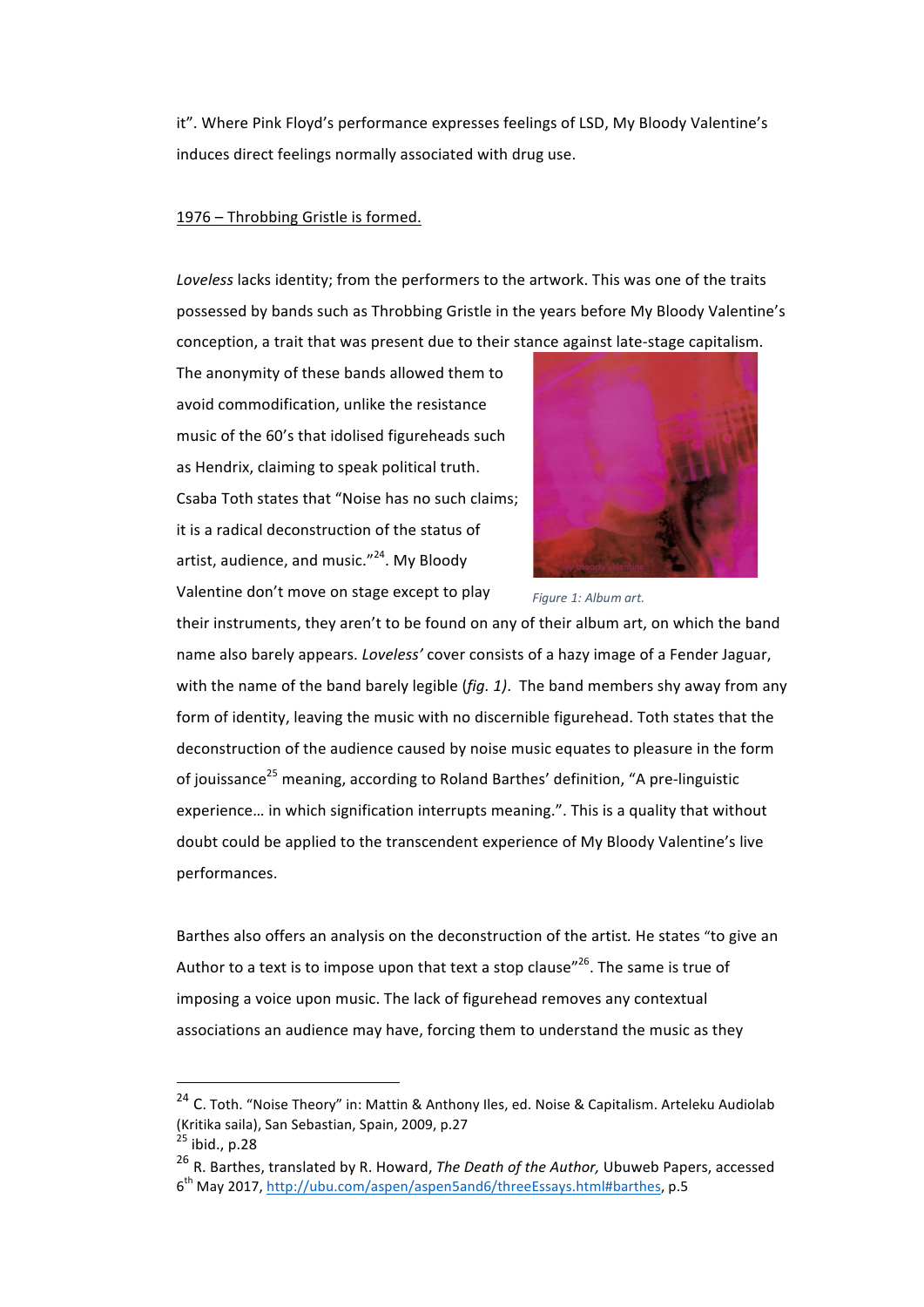it". Where Pink Floyd's performance expresses feelings of LSD, My Bloody Valentine's induces direct feelings normally associated with drug use.

<u>1976 – Throbbing Gristle is formed.</u>

*Loveless* lacks identity; from the performers to the artwork. This was one of the traits possessed by bands such as Throbbing Gristle in the years before My Bloody Valentine's conception, a trait that was present due to their stance against late-stage capitalism. The anonymity of these bands allowed them to avoid commodification, unlike the resistance music of the 60's that idolised figureheads such as Hendrix, claiming to speak political truth. Csaba Toth states that "Noise has no such claims; it is a radical deconstruction of the status of artist, audience, and music."[24]. My Bloody Valentine don't move on stage except to play their instruments, they aren't to be found on any of their album art, on which the band name also barely appears. *Loveless'* cover consists of a hazy image of a Fender Jaguar, with the name of the band barely legible (*fig. 1*). The band members shy away from any form of identity, leaving the music with no discernible figurehead. Toth states that the deconstruction of the audience caused by noise music equates to pleasure in the form of jouissance[25] meaning, according to Roland Barthes' definition, "A pre-linguistic experience… in which signification interrupts meaning.". This is a quality that without doubt could be applied to the transcendent experience of My Bloody Valentine's live performances.

*Figure 1: Album art.*

Barthes also offers an analysis on the deconstruction of the artist. He states "to give an Author to a text is to impose upon that text a stop clause"[26]. The same is true of imposing a voice upon music. The lack of figurehead removes any contextual associations an audience may have, forcing them to understand the music as they

---

[24] C. Toth. "Noise Theory" in: Mattin & Anthony Iles, ed. Noise & Capitalism. Arteleku Audiolab (Kritika saila), San Sebastian, Spain, 2009, p.27

[25] ibid., p.28

[26] R. Barthes, translated by R. Howard, *The Death of the Author,* Ubuweb Papers, accessed 6th May 2017, http://ubu.com/aspen/aspen5and6/threeEssays.html#barthes, p.5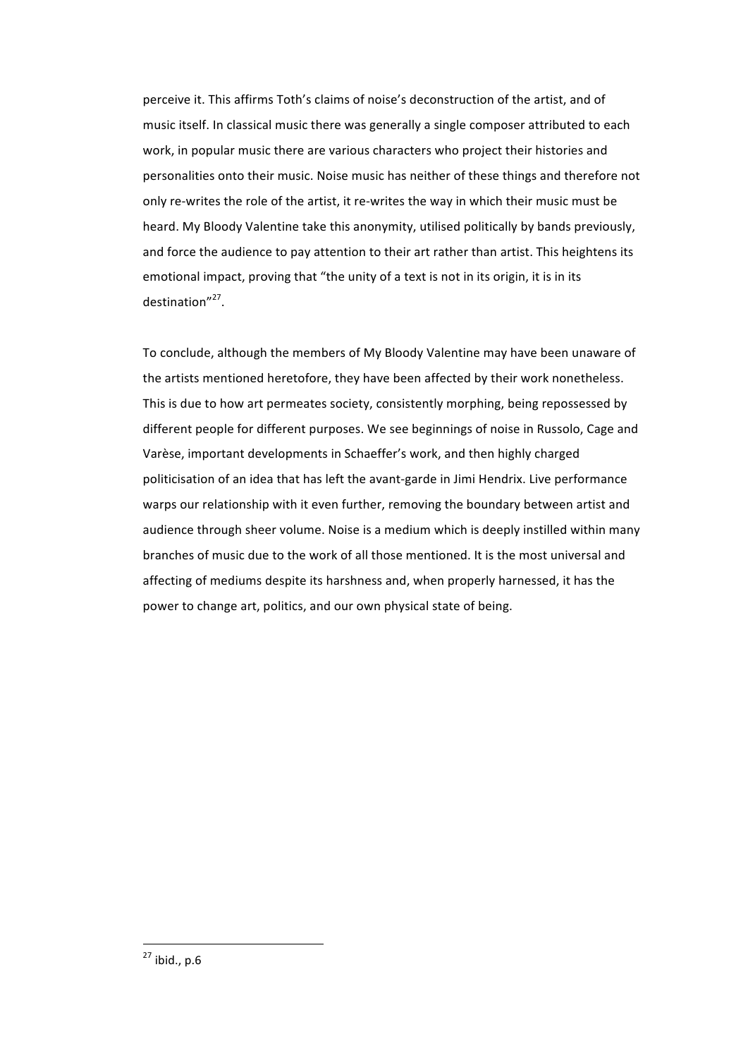perceive it. This affirms Toth's claims of noise's deconstruction of the artist, and of music itself. In classical music there was generally a single composer attributed to each work, in popular music there are various characters who project their histories and personalities onto their music. Noise music has neither of these things and therefore not only re-writes the role of the artist, it re-writes the way in which their music must be heard. My Bloody Valentine take this anonymity, utilised politically by bands previously, and force the audience to pay attention to their art rather than artist. This heightens its emotional impact, proving that "the unity of a text is not in its origin, it is in its destination"[27].

To conclude, although the members of My Bloody Valentine may have been unaware of the artists mentioned heretofore, they have been affected by their work nonetheless. This is due to how art permeates society, consistently morphing, being repossessed by different people for different purposes. We see beginnings of noise in Russolo, Cage and Varèse, important developments in Schaeffer's work, and then highly charged politicisation of an idea that has left the avant-garde in Jimi Hendrix. Live performance warps our relationship with it even further, removing the boundary between artist and audience through sheer volume. Noise is a medium which is deeply instilled within many branches of music due to the work of all those mentioned. It is the most universal and affecting of mediums despite its harshness and, when properly harnessed, it has the power to change art, politics, and our own physical state of being.

---

[27] ibid., p.6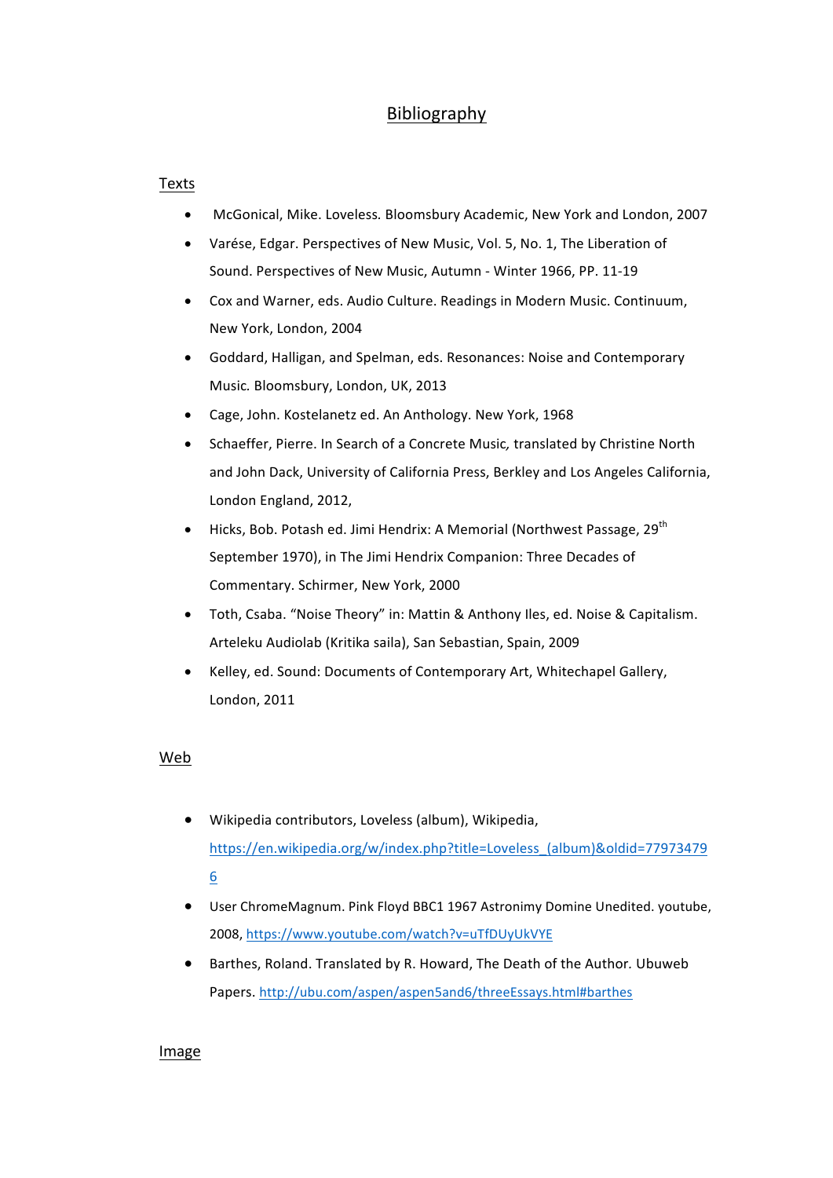# Bibliography

## Texts

- McGonical, Mike. Loveless. Bloomsbury Academic, New York and London, 2007
- Varése, Edgar. Perspectives of New Music, Vol. 5, No. 1, The Liberation of Sound. Perspectives of New Music, Autumn - Winter 1966, PP. 11-19
- Cox and Warner, eds. Audio Culture. Readings in Modern Music. Continuum, New York, London, 2004
- Goddard, Halligan, and Spelman, eds. Resonances: Noise and Contemporary Music. Bloomsbury, London, UK, 2013
- Cage, John. Kostelanetz ed. An Anthology. New York, 1968
- Schaeffer, Pierre. In Search of a Concrete Music, translated by Christine North and John Dack, University of California Press, Berkley and Los Angeles California, London England, 2012,
- Hicks, Bob. Potash ed. Jimi Hendrix: A Memorial (Northwest Passage, 29th September 1970), in The Jimi Hendrix Companion: Three Decades of Commentary. Schirmer, New York, 2000
- Toth, Csaba. "Noise Theory" in: Mattin & Anthony Iles, ed. Noise & Capitalism. Arteleku Audiolab (Kritika saila), San Sebastian, Spain, 2009
- Kelley, ed. Sound: Documents of Contemporary Art, Whitechapel Gallery, London, 2011

## Web

- Wikipedia contributors, Loveless (album), Wikipedia, https://en.wikipedia.org/w/index.php?title=Loveless_(album)&oldid=779734796
- User ChromeMagnum. Pink Floyd BBC1 1967 Astronimy Domine Unedited. youtube, 2008, https://www.youtube.com/watch?v=uTfDUyUkVYE
- Barthes, Roland. Translated by R. Howard, The Death of the Author. Ubuweb Papers. http://ubu.com/aspen/aspen5and6/threeEssays.html#barthes

## Image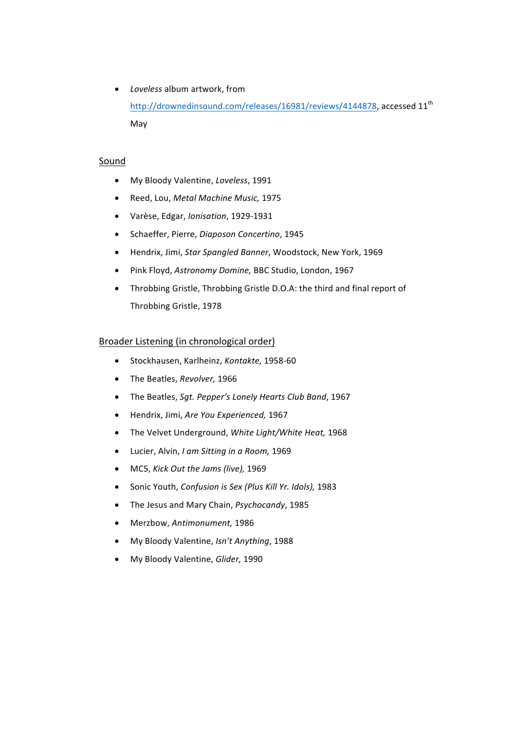- *Loveless* album artwork, from http://drownedinsound.com/releases/16981/reviews/4144878, accessed 11th May

## Sound

- My Bloody Valentine, *Loveless*, 1991
- Reed, Lou, *Metal Machine Music,* 1975
- Varèse, Edgar, *Ionisation*, 1929-1931
- Schaeffer, Pierre, *Diaposon Concertino*, 1945
- Hendrix, Jimi, *Star Spangled Banner*, Woodstock, New York, 1969
- Pink Floyd, *Astronomy Domine,* BBC Studio, London, 1967
- Throbbing Gristle, Throbbing Gristle D.O.A: the third and final report of Throbbing Gristle, 1978

## Broader Listening (in chronological order)

- Stockhausen, Karlheinz, *Kontakte,* 1958-60
- The Beatles, *Revolver,* 1966
- The Beatles, *Sgt. Pepper's Lonely Hearts Club Band*, 1967
- Hendrix, Jimi, *Are You Experienced,* 1967
- The Velvet Underground, *White Light/White Heat,* 1968
- Lucier, Alvin, *I am Sitting in a Room,* 1969
- MC5, *Kick Out the Jams (live),* 1969
- Sonic Youth, *Confusion is Sex (Plus Kill Yr. Idols),* 1983
- The Jesus and Mary Chain, *Psychocandy*, 1985
- Merzbow, *Antimonument,* 1986
- My Bloody Valentine, *Isn't Anything*, 1988
- My Bloody Valentine, *Glider,* 1990